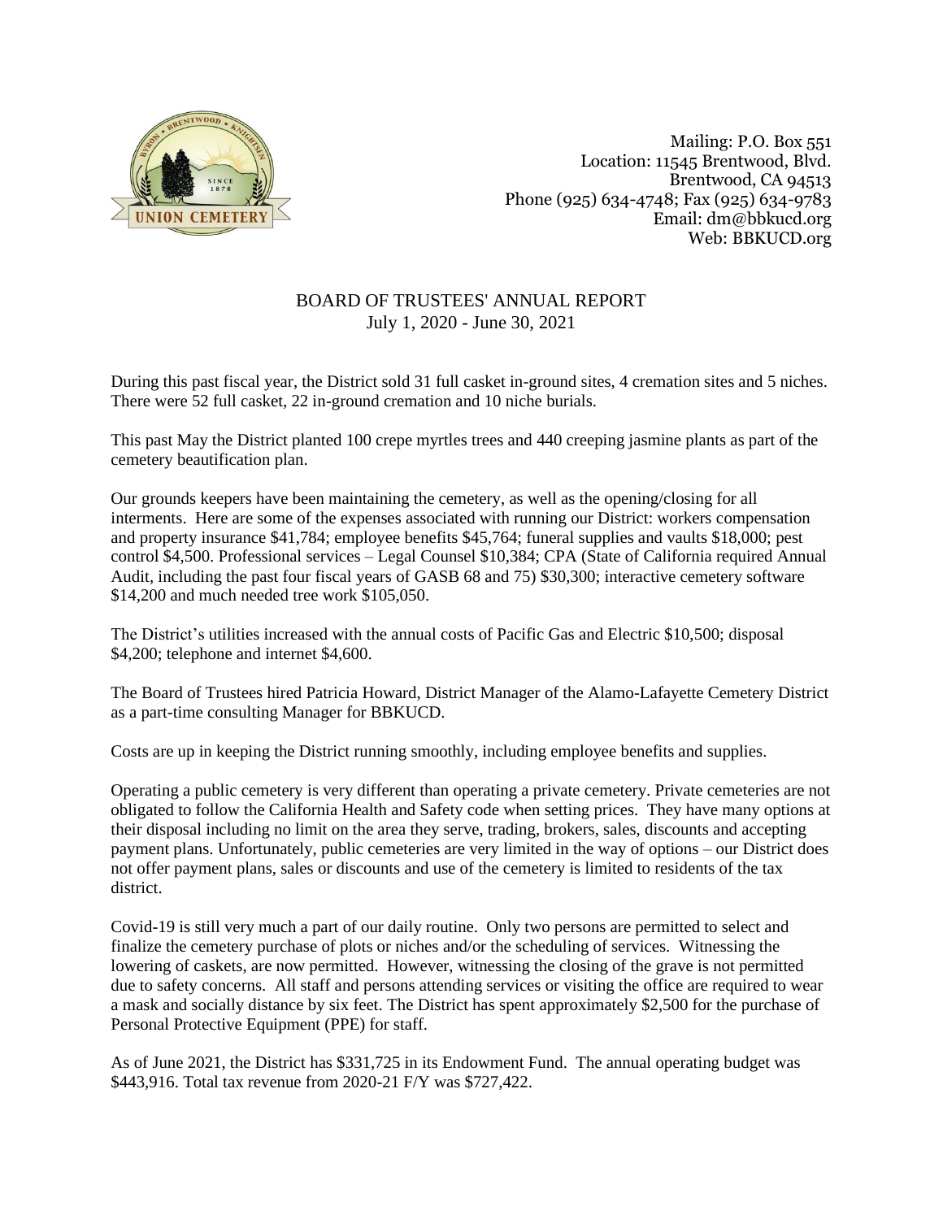Mailing: P.O. Box 551
Location: 11545 Brentwood, Blvd.
Brentwood, CA 94513
Phone (925) 634-4748; Fax (925) 634-9783
Email: dm@bbkucd.org
Web: BBKUCD.org

# BOARD OF TRUSTEES' ANNUAL REPORT

July 1, 2020 - June 30, 2021

During this past fiscal year, the District sold 31 full casket in-ground sites, 4 cremation sites and 5 niches. There were 52 full casket, 22 in-ground cremation and 10 niche burials.

This past May the District planted 100 crepe myrtles trees and 440 creeping jasmine plants as part of the cemetery beautification plan.

Our grounds keepers have been maintaining the cemetery, as well as the opening/closing for all interments. Here are some of the expenses associated with running our District: workers compensation and property insurance $41,784; employee benefits $45,764; funeral supplies and vaults $18,000; pest control $4,500. Professional services – Legal Counsel $10,384; CPA (State of California required Annual Audit, including the past four fiscal years of GASB 68 and 75) $30,300; interactive cemetery software $14,200 and much needed tree work $105,050.

The District's utilities increased with the annual costs of Pacific Gas and Electric $10,500; disposal $4,200; telephone and internet $4,600.

The Board of Trustees hired Patricia Howard, District Manager of the Alamo-Lafayette Cemetery District as a part-time consulting Manager for BBKUCD.

Costs are up in keeping the District running smoothly, including employee benefits and supplies.

Operating a public cemetery is very different than operating a private cemetery. Private cemeteries are not obligated to follow the California Health and Safety code when setting prices. They have many options at their disposal including no limit on the area they serve, trading, brokers, sales, discounts and accepting payment plans. Unfortunately, public cemeteries are very limited in the way of options – our District does not offer payment plans, sales or discounts and use of the cemetery is limited to residents of the tax district.

Covid-19 is still very much a part of our daily routine. Only two persons are permitted to select and finalize the cemetery purchase of plots or niches and/or the scheduling of services. Witnessing the lowering of caskets, are now permitted. However, witnessing the closing of the grave is not permitted due to safety concerns. All staff and persons attending services or visiting the office are required to wear a mask and socially distance by six feet. The District has spent approximately $2,500 for the purchase of Personal Protective Equipment (PPE) for staff.

As of June 2021, the District has $331,725 in its Endowment Fund. The annual operating budget was $443,916. Total tax revenue from 2020-21 F/Y was $727,422.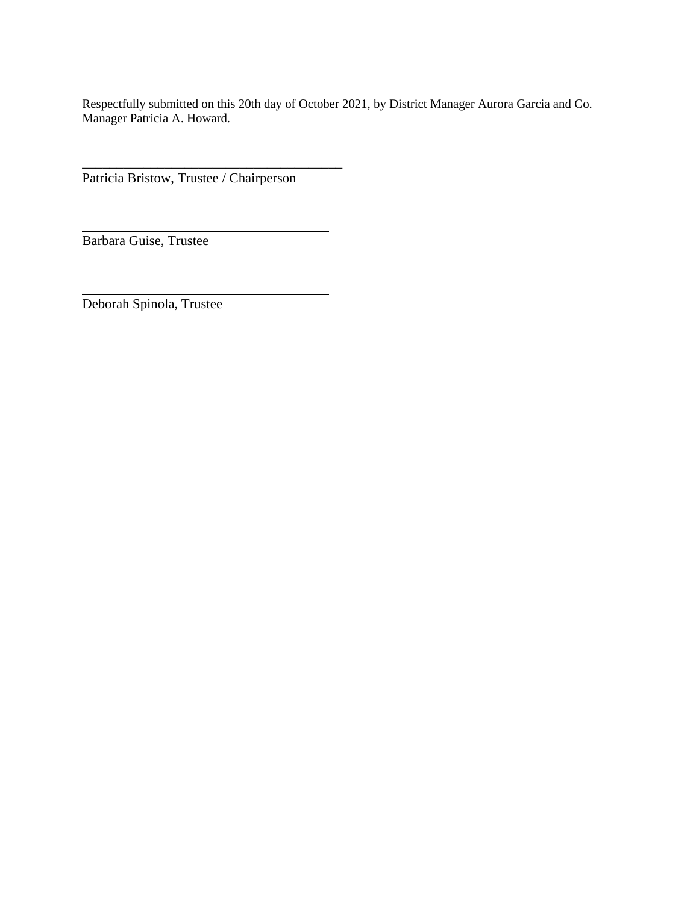Respectfully submitted on this 20th day of October 2021, by District Manager Aurora Garcia and Co. Manager Patricia A. Howard.

\_\_\_\_\_\_\_\_\_\_\_\_\_\_\_\_\_\_\_\_\_\_\_\_\_\_\_\_\_\_\_\_\_\_\_\_\_\_\_\_
Patricia Bristow, Trustee / Chairperson

\_\_\_\_\_\_\_\_\_\_\_\_\_\_\_\_\_\_\_\_\_\_\_\_\_\_\_\_\_\_\_\_\_\_\_\_\_\_\_\_
Barbara Guise, Trustee

\_\_\_\_\_\_\_\_\_\_\_\_\_\_\_\_\_\_\_\_\_\_\_\_\_\_\_\_\_\_\_\_\_\_\_\_\_\_\_\_
Deborah Spinola, Trustee